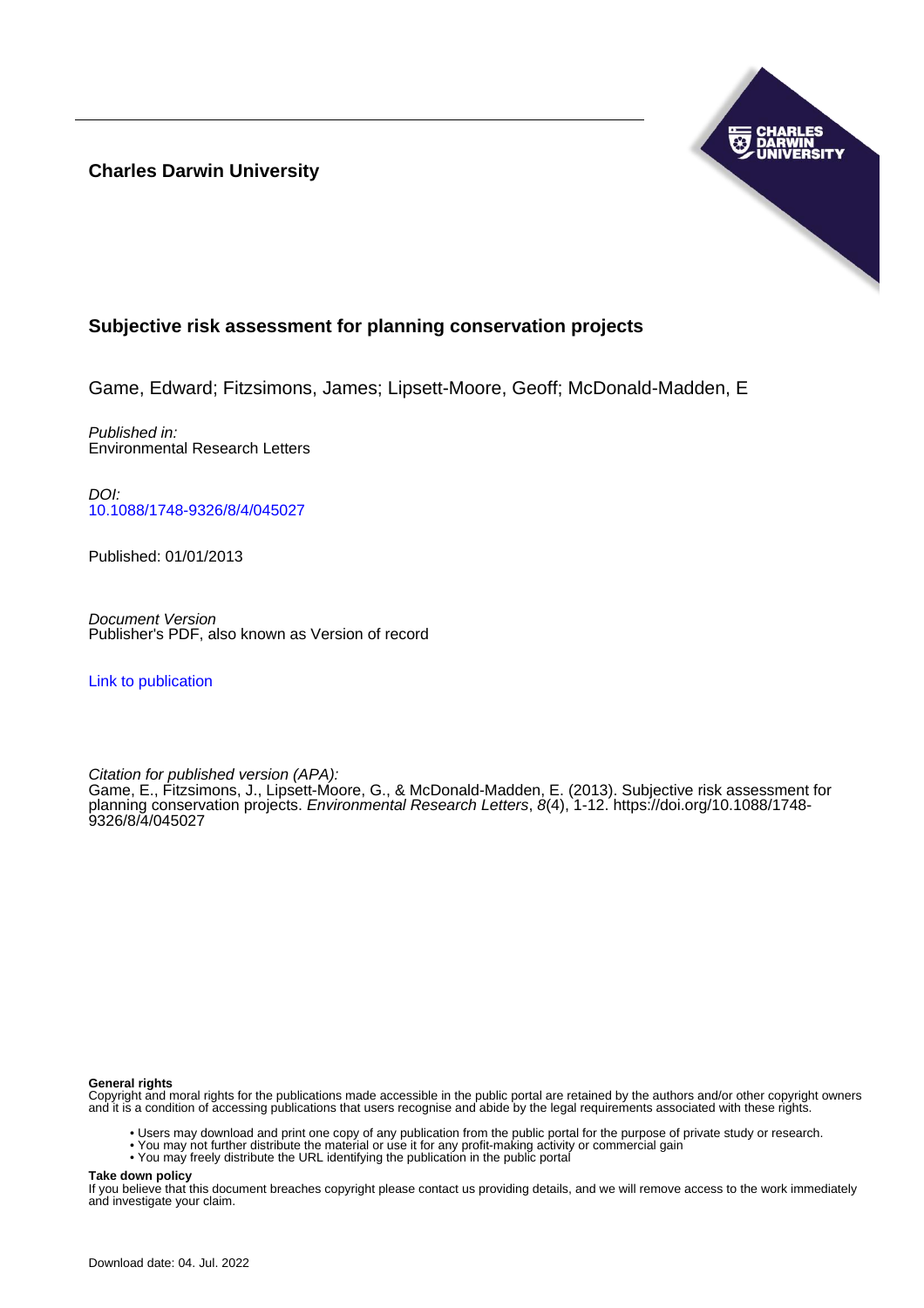**Charles Darwin University**

## Subjective risk assessment for planning conservation projects

Game, Edward; Fitzsimons, James; Lipsett-Moore, Geoff; McDonald-Madden, E

*Published in:*
Environmental Research Letters

*DOI:*
10.1088/1748-9326/8/4/045027

Published: 01/01/2013

*Document Version*
Publisher's PDF, also known as Version of record

Link to publication

*Citation for published version (APA):*
Game, E., Fitzsimons, J., Lipsett-Moore, G., & McDonald-Madden, E. (2013). Subjective risk assessment for planning conservation projects. *Environmental Research Letters*, *8*(4), 1-12. https://doi.org/10.1088/1748-9326/8/4/045027

**General rights**
Copyright and moral rights for the publications made accessible in the public portal are retained by the authors and/or other copyright owners and it is a condition of accessing publications that users recognise and abide by the legal requirements associated with these rights.

- Users may download and print one copy of any publication from the public portal for the purpose of private study or research.
- You may not further distribute the material or use it for any profit-making activity or commercial gain
- You may freely distribute the URL identifying the publication in the public portal

**Take down policy**
If you believe that this document breaches copyright please contact us providing details, and we will remove access to the work immediately and investigate your claim.

Download date: 04. Jul. 2022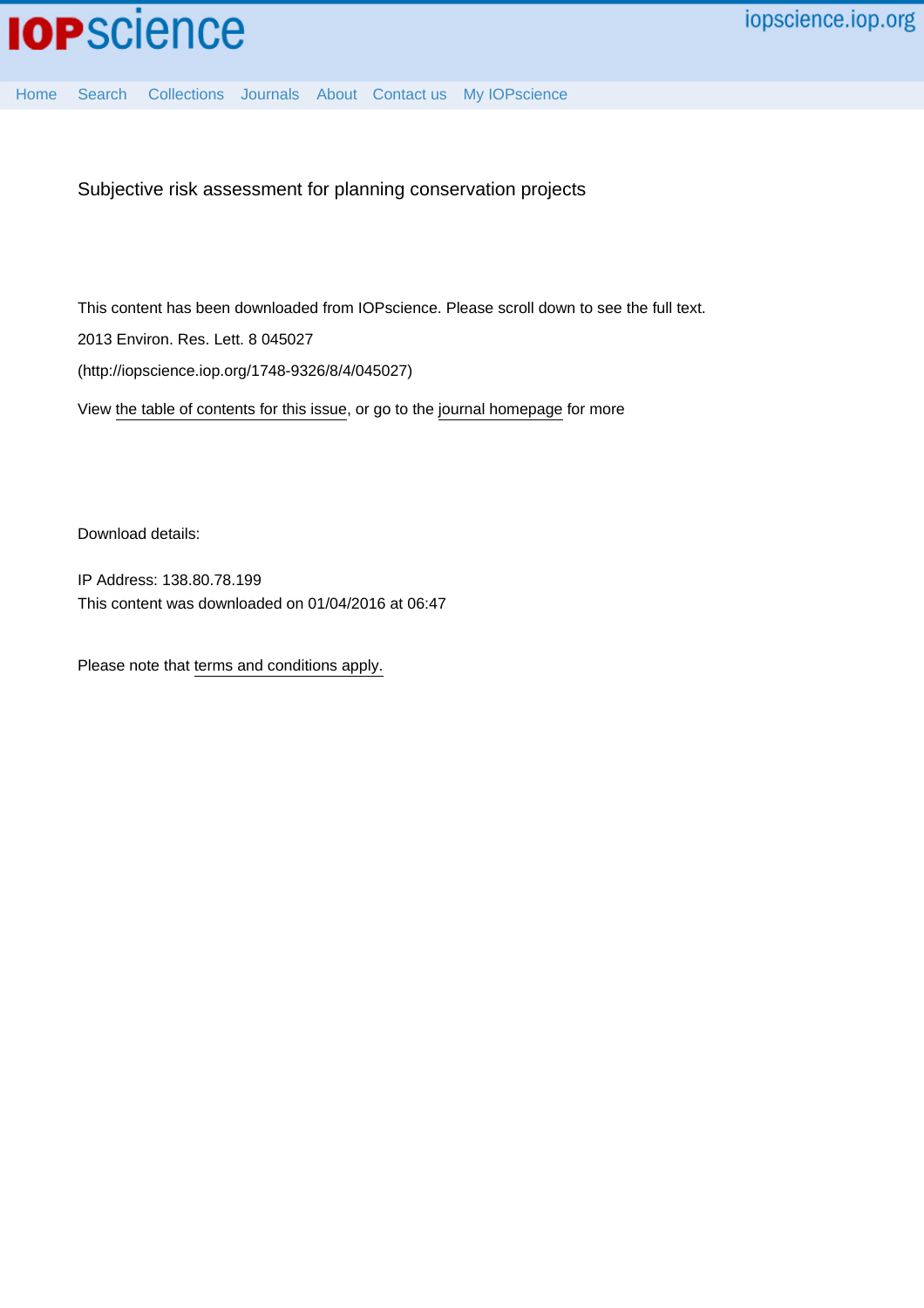Subjective risk assessment for planning conservation projects

This content has been downloaded from IOPscience. Please scroll down to see the full text.

2013 Environ. Res. Lett. 8 045027

(http://iopscience.iop.org/1748-9326/8/4/045027)

View the table of contents for this issue, or go to the journal homepage for more

Download details:

IP Address: 138.80.78.199

This content was downloaded on 01/04/2016 at 06:47

Please note that terms and conditions apply.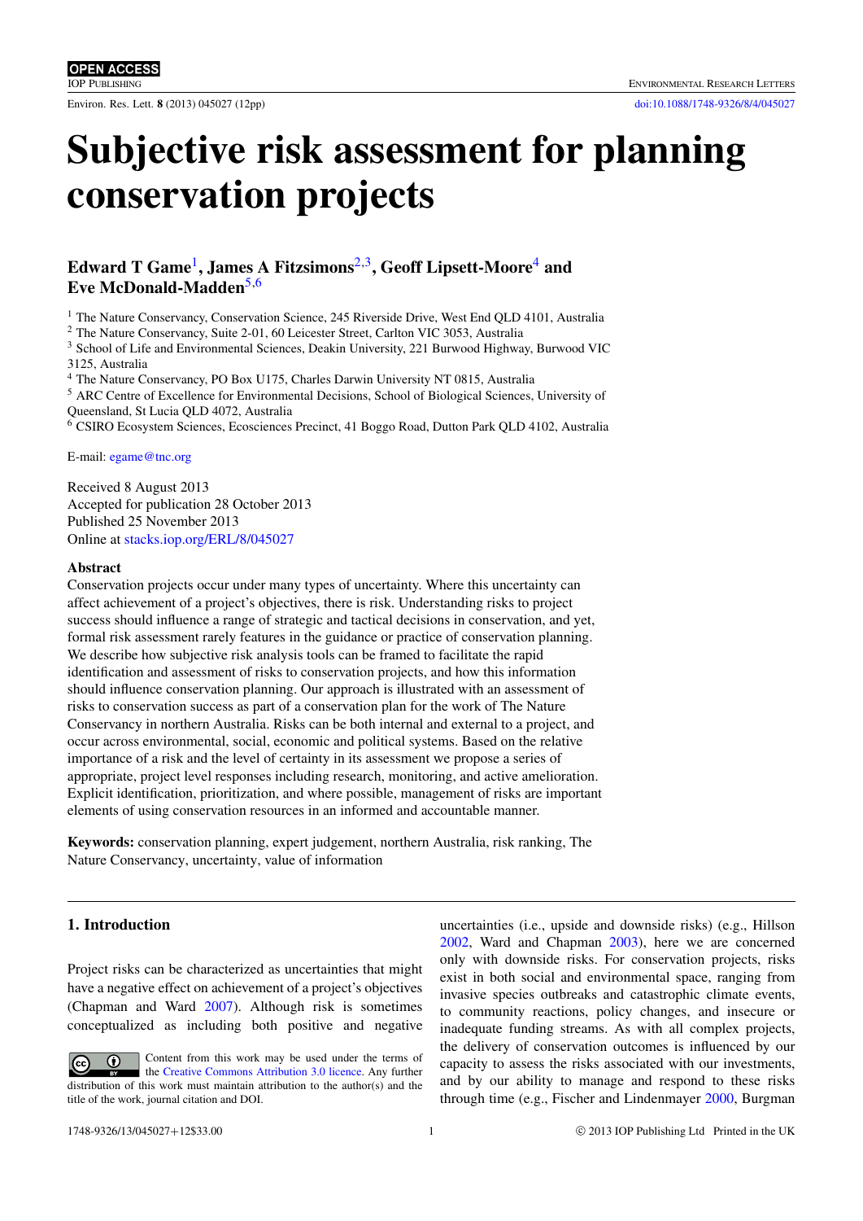OPEN ACCESS

IOP Publishing

Environmental Research Letters

Environ. Res. Lett. **8** (2013) 045027 (12pp)

doi:10.1088/1748-9326/8/4/045027

# Subjective risk assessment for planning conservation projects

**Edward T Game[1], James A Fitzsimons[2,3], Geoff Lipsett-Moore[4] and Eve McDonald-Madden[5,6]**

[1] The Nature Conservancy, Conservation Science, 245 Riverside Drive, West End QLD 4101, Australia
[2] The Nature Conservancy, Suite 2-01, 60 Leicester Street, Carlton VIC 3053, Australia
[3] School of Life and Environmental Sciences, Deakin University, 221 Burwood Highway, Burwood VIC 3125, Australia
[4] The Nature Conservancy, PO Box U175, Charles Darwin University NT 0815, Australia
[5] ARC Centre of Excellence for Environmental Decisions, School of Biological Sciences, University of Queensland, St Lucia QLD 4072, Australia
[6] CSIRO Ecosystem Sciences, Ecosciences Precinct, 41 Boggo Road, Dutton Park QLD 4102, Australia

E-mail: egame@tnc.org

Received 8 August 2013
Accepted for publication 28 October 2013
Published 25 November 2013
Online at stacks.iop.org/ERL/8/045027

## Abstract

Conservation projects occur under many types of uncertainty. Where this uncertainty can affect achievement of a project's objectives, there is risk. Understanding risks to project success should influence a range of strategic and tactical decisions in conservation, and yet, formal risk assessment rarely features in the guidance or practice of conservation planning. We describe how subjective risk analysis tools can be framed to facilitate the rapid identification and assessment of risks to conservation projects, and how this information should influence conservation planning. Our approach is illustrated with an assessment of risks to conservation success as part of a conservation plan for the work of The Nature Conservancy in northern Australia. Risks can be both internal and external to a project, and occur across environmental, social, economic and political systems. Based on the relative importance of a risk and the level of certainty in its assessment we propose a series of appropriate, project level responses including research, monitoring, and active amelioration. Explicit identification, prioritization, and where possible, management of risks are important elements of using conservation resources in an informed and accountable manner.

**Keywords:** conservation planning, expert judgement, northern Australia, risk ranking, The Nature Conservancy, uncertainty, value of information

## 1. Introduction

Project risks can be characterized as uncertainties that might have a negative effect on achievement of a project's objectives (Chapman and Ward 2007). Although risk is sometimes conceptualized as including both positive and negative uncertainties (i.e., upside and downside risks) (e.g., Hillson 2002, Ward and Chapman 2003), here we are concerned only with downside risks. For conservation projects, risks exist in both social and environmental space, ranging from invasive species outbreaks and catastrophic climate events, to community reactions, policy changes, and insecure or inadequate funding streams. As with all complex projects, the delivery of conservation outcomes is influenced by our capacity to assess the risks associated with our investments, and by our ability to manage and respond to these risks through time (e.g., Fischer and Lindenmayer 2000, Burgman

Content from this work may be used under the terms of the Creative Commons Attribution 3.0 licence. Any further distribution of this work must maintain attribution to the author(s) and the title of the work, journal citation and DOI.

1748-9326/13/045027+12$33.00 © 2013 IOP Publishing Ltd Printed in the UK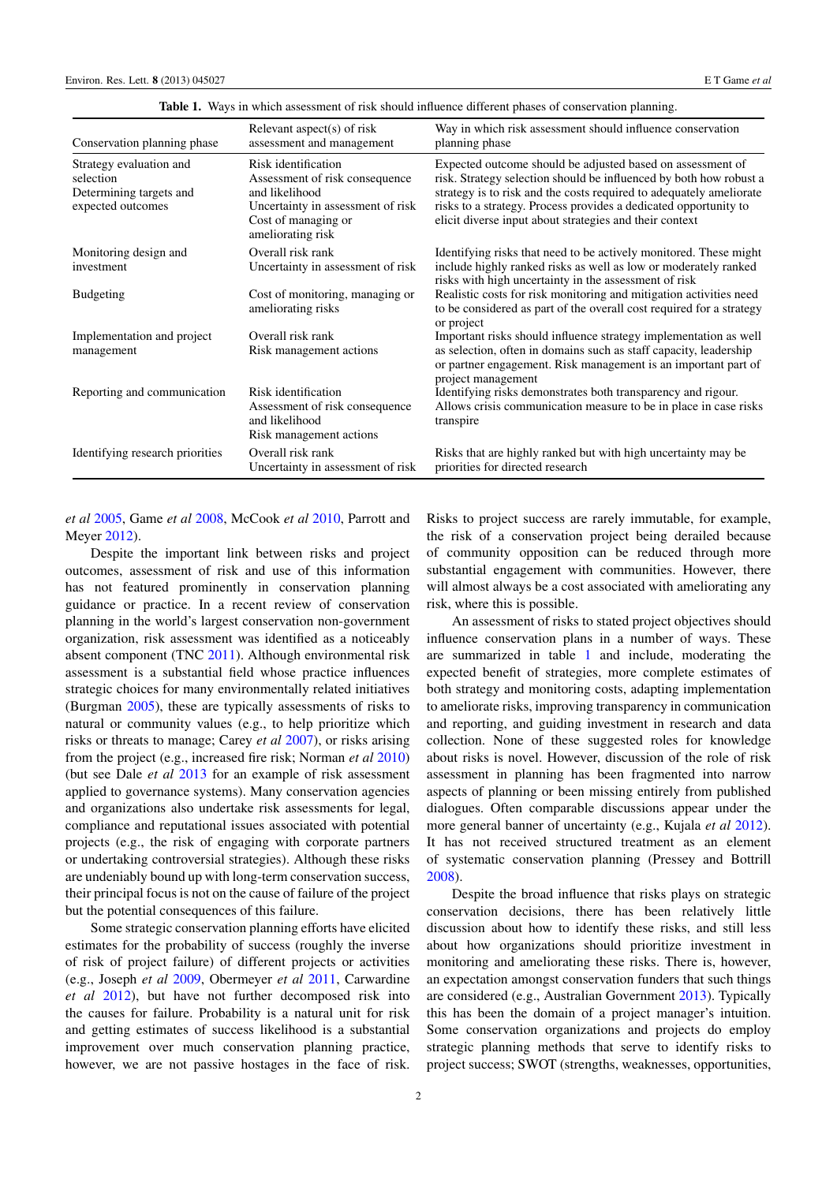**Table 1.** Ways in which assessment of risk should influence different phases of conservation planning.

| Conservation planning phase | Relevant aspect(s) of risk assessment and management | Way in which risk assessment should influence conservation planning phase |
|---|---|---|
| Strategy evaluation and selection<br>Determining targets and expected outcomes | Risk identification<br>Assessment of risk consequence and likelihood<br>Uncertainty in assessment of risk<br>Cost of managing or ameliorating risk | Expected outcome should be adjusted based on assessment of risk. Strategy selection should be influenced by both how robust a strategy is to risk and the costs required to adequately ameliorate risks to a strategy. Process provides a dedicated opportunity to elicit diverse input about strategies and their context |
| Monitoring design and investment | Overall risk rank<br>Uncertainty in assessment of risk | Identifying risks that need to be actively monitored. These might include highly ranked risks as well as low or moderately ranked risks with high uncertainty in the assessment of risk |
| Budgeting | Cost of monitoring, managing or ameliorating risks | Realistic costs for risk monitoring and mitigation activities need to be considered as part of the overall cost required for a strategy or project |
| Implementation and project management | Overall risk rank<br>Risk management actions | Important risks should influence strategy implementation as well as selection, often in domains such as staff capacity, leadership or partner engagement. Risk management is an important part of project management |
| Reporting and communication | Risk identification<br>Assessment of risk consequence and likelihood<br>Risk management actions | Identifying risks demonstrates both transparency and rigour. Allows crisis communication measure to be in place in case risks transpire |
| Identifying research priorities | Overall risk rank<br>Uncertainty in assessment of risk | Risks that are highly ranked but with high uncertainty may be priorities for directed research |

*et al* 2005, Game *et al* 2008, McCook *et al* 2010, Parrott and Meyer 2012).

Despite the important link between risks and project outcomes, assessment of risk and use of this information has not featured prominently in conservation planning guidance or practice. In a recent review of conservation planning in the world's largest conservation non-government organization, risk assessment was identified as a noticeably absent component (TNC 2011). Although environmental risk assessment is a substantial field whose practice influences strategic choices for many environmentally related initiatives (Burgman 2005), these are typically assessments of risks to natural or community values (e.g., to help prioritize which risks or threats to manage; Carey *et al* 2007), or risks arising from the project (e.g., increased fire risk; Norman *et al* 2010) (but see Dale *et al* 2013 for an example of risk assessment applied to governance systems). Many conservation agencies and organizations also undertake risk assessments for legal, compliance and reputational issues associated with potential projects (e.g., the risk of engaging with corporate partners or undertaking controversial strategies). Although these risks are undeniably bound up with long-term conservation success, their principal focus is not on the cause of failure of the project but the potential consequences of this failure.

Some strategic conservation planning efforts have elicited estimates for the probability of success (roughly the inverse of risk of project failure) of different projects or activities (e.g., Joseph *et al* 2009, Obermeyer *et al* 2011, Carwardine *et al* 2012), but have not further decomposed risk into the causes for failure. Probability is a natural unit for risk and getting estimates of success likelihood is a substantial improvement over much conservation planning practice, however, we are not passive hostages in the face of risk. Risks to project success are rarely immutable, for example, the risk of a conservation project being derailed because of community opposition can be reduced through more substantial engagement with communities. However, there will almost always be a cost associated with ameliorating any risk, where this is possible.

An assessment of risks to stated project objectives should influence conservation plans in a number of ways. These are summarized in table 1 and include, moderating the expected benefit of strategies, more complete estimates of both strategy and monitoring costs, adapting implementation to ameliorate risks, improving transparency in communication and reporting, and guiding investment in research and data collection. None of these suggested roles for knowledge about risks is novel. However, discussion of the role of risk assessment in planning has been fragmented into narrow aspects of planning or been missing entirely from published dialogues. Often comparable discussions appear under the more general banner of uncertainty (e.g., Kujala *et al* 2012). It has not received structured treatment as an element of systematic conservation planning (Pressey and Bottrill 2008).

Despite the broad influence that risks plays on strategic conservation decisions, there has been relatively little discussion about how to identify these risks, and still less about how organizations should prioritize investment in monitoring and ameliorating these risks. There is, however, an expectation amongst conservation funders that such things are considered (e.g., Australian Government 2013). Typically this has been the domain of a project manager's intuition. Some conservation organizations and projects do employ strategic planning methods that serve to identify risks to project success; SWOT (strengths, weaknesses, opportunities,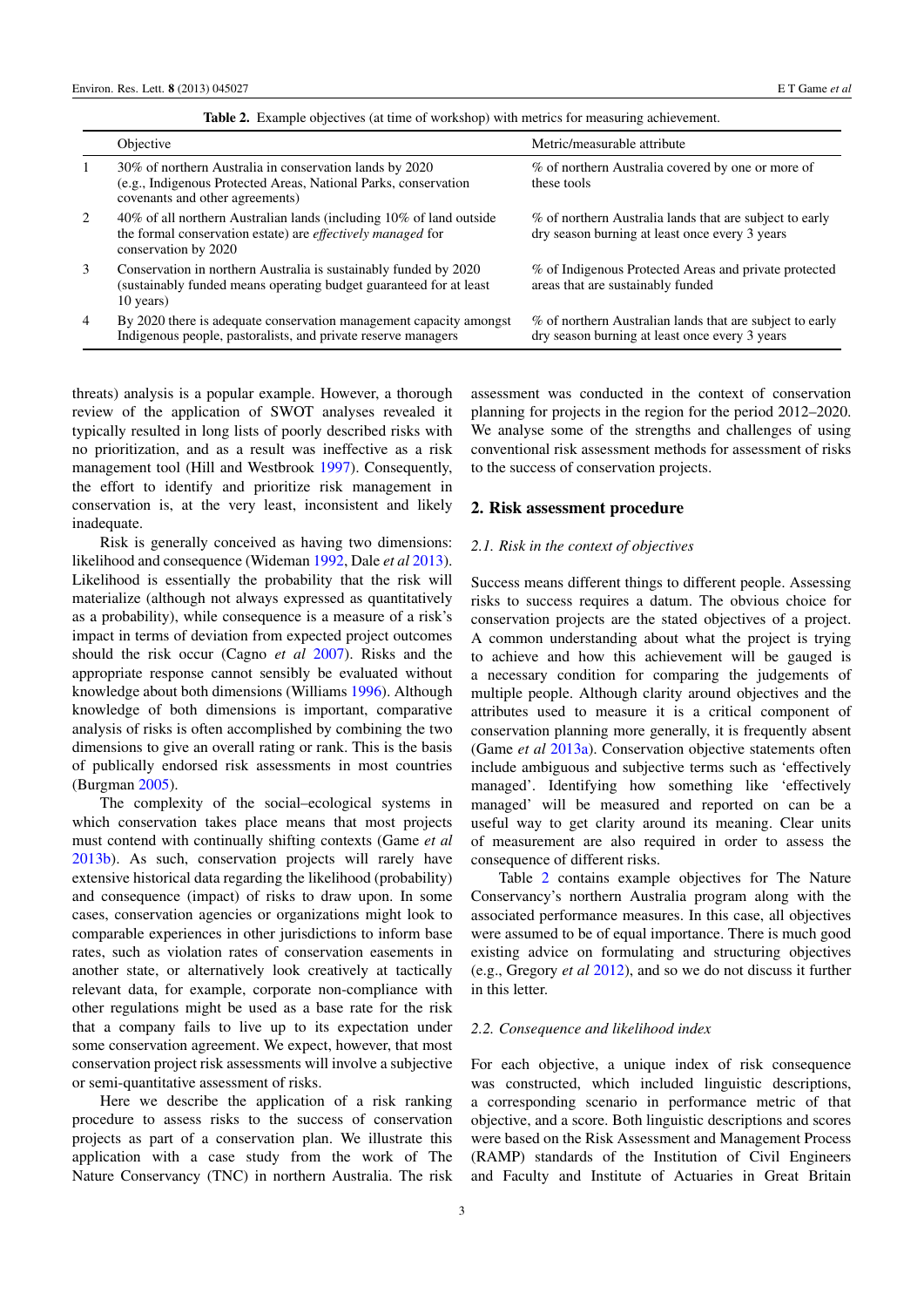**Table 2.** Example objectives (at time of workshop) with metrics for measuring achievement.

| | Objective | Metric/measurable attribute |
|---|---|---|
| 1 | 30% of northern Australia in conservation lands by 2020 (e.g., Indigenous Protected Areas, National Parks, conservation covenants and other agreements) | % of northern Australia covered by one or more of these tools |
| 2 | 40% of all northern Australian lands (including 10% of land outside the formal conservation estate) are *effectively managed* for conservation by 2020 | % of northern Australia lands that are subject to early dry season burning at least once every 3 years |
| 3 | Conservation in northern Australia is sustainably funded by 2020 (sustainably funded means operating budget guaranteed for at least 10 years) | % of Indigenous Protected Areas and private protected areas that are sustainably funded |
| 4 | By 2020 there is adequate conservation management capacity amongst Indigenous people, pastoralists, and private reserve managers | % of northern Australian lands that are subject to early dry season burning at least once every 3 years |

threats) analysis is a popular example. However, a thorough review of the application of SWOT analyses revealed it typically resulted in long lists of poorly described risks with no prioritization, and as a result was ineffective as a risk management tool (Hill and Westbrook 1997). Consequently, the effort to identify and prioritize risk management in conservation is, at the very least, inconsistent and likely inadequate.

Risk is generally conceived as having two dimensions: likelihood and consequence (Wideman 1992, Dale *et al* 2013). Likelihood is essentially the probability that the risk will materialize (although not always expressed as quantitatively as a probability), while consequence is a measure of a risk's impact in terms of deviation from expected project outcomes should the risk occur (Cagno *et al* 2007). Risks and the appropriate response cannot sensibly be evaluated without knowledge about both dimensions (Williams 1996). Although knowledge of both dimensions is important, comparative analysis of risks is often accomplished by combining the two dimensions to give an overall rating or rank. This is the basis of publically endorsed risk assessments in most countries (Burgman 2005).

The complexity of the social–ecological systems in which conservation takes place means that most projects must contend with continually shifting contexts (Game *et al* 2013b). As such, conservation projects will rarely have extensive historical data regarding the likelihood (probability) and consequence (impact) of risks to draw upon. In some cases, conservation agencies or organizations might look to comparable experiences in other jurisdictions to inform base rates, such as violation rates of conservation easements in another state, or alternatively look creatively at tactically relevant data, for example, corporate non-compliance with other regulations might be used as a base rate for the risk that a company fails to live up to its expectation under some conservation agreement. We expect, however, that most conservation project risk assessments will involve a subjective or semi-quantitative assessment of risks.

Here we describe the application of a risk ranking procedure to assess risks to the success of conservation projects as part of a conservation plan. We illustrate this application with a case study from the work of The Nature Conservancy (TNC) in northern Australia. The risk assessment was conducted in the context of conservation planning for projects in the region for the period 2012–2020. We analyse some of the strengths and challenges of using conventional risk assessment methods for assessment of risks to the success of conservation projects.

## 2. Risk assessment procedure

### *2.1. Risk in the context of objectives*

Success means different things to different people. Assessing risks to success requires a datum. The obvious choice for conservation projects are the stated objectives of a project. A common understanding about what the project is trying to achieve and how this achievement will be gauged is a necessary condition for comparing the judgements of multiple people. Although clarity around objectives and the attributes used to measure it is a critical component of conservation planning more generally, it is frequently absent (Game *et al* 2013a). Conservation objective statements often include ambiguous and subjective terms such as 'effectively managed'. Identifying how something like 'effectively managed' will be measured and reported on can be a useful way to get clarity around its meaning. Clear units of measurement are also required in order to assess the consequence of different risks.

Table 2 contains example objectives for The Nature Conservancy's northern Australia program along with the associated performance measures. In this case, all objectives were assumed to be of equal importance. There is much good existing advice on formulating and structuring objectives (e.g., Gregory *et al* 2012), and so we do not discuss it further in this letter.

### *2.2. Consequence and likelihood index*

For each objective, a unique index of risk consequence was constructed, which included linguistic descriptions, a corresponding scenario in performance metric of that objective, and a score. Both linguistic descriptions and scores were based on the Risk Assessment and Management Process (RAMP) standards of the Institution of Civil Engineers and Faculty and Institute of Actuaries in Great Britain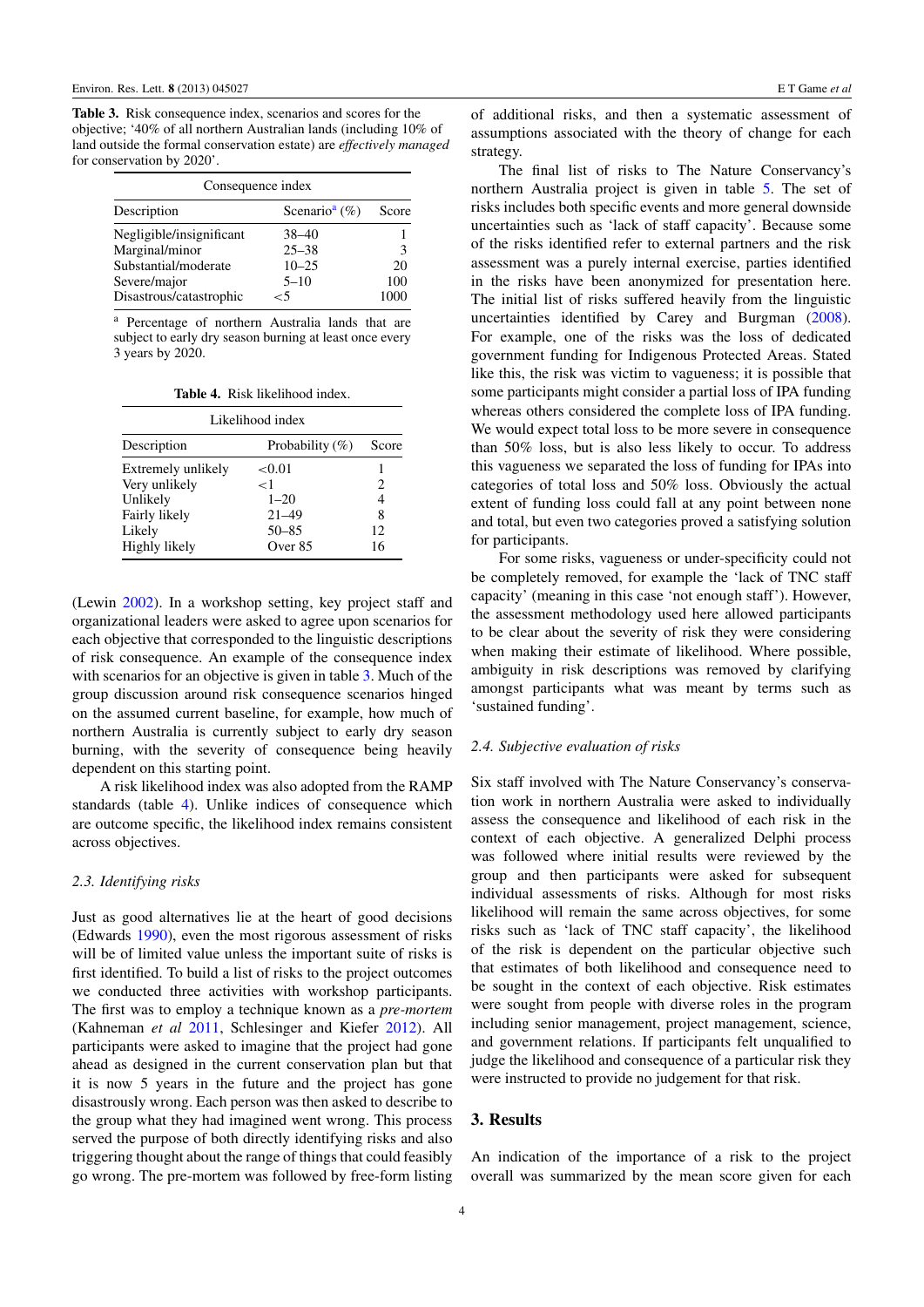**Table 3.** Risk consequence index, scenarios and scores for the objective; '40% of all northern Australian lands (including 10% of land outside the formal conservation estate) are *effectively managed* for conservation by 2020'.

| Consequence index | | |
|---|---|---|
| Description | Scenario[a] (%) | Score |
| Negligible/insignificant | 38–40 | 1 |
| Marginal/minor | 25–38 | 3 |
| Substantial/moderate | 10–25 | 20 |
| Severe/major | 5–10 | 100 |
| Disastrous/catastrophic | <5 | 1000 |

[a] Percentage of northern Australia lands that are subject to early dry season burning at least once every 3 years by 2020.

**Table 4.** Risk likelihood index.

| Likelihood index | | |
|---|---|---|
| Description | Probability (%) | Score |
| Extremely unlikely | <0.01 | 1 |
| Very unlikely | <1 | 2 |
| Unlikely | 1–20 | 4 |
| Fairly likely | 21–49 | 8 |
| Likely | 50–85 | 12 |
| Highly likely | Over 85 | 16 |

(Lewin 2002). In a workshop setting, key project staff and organizational leaders were asked to agree upon scenarios for each objective that corresponded to the linguistic descriptions of risk consequence. An example of the consequence index with scenarios for an objective is given in table 3. Much of the group discussion around risk consequence scenarios hinged on the assumed current baseline, for example, how much of northern Australia is currently subject to early dry season burning, with the severity of consequence being heavily dependent on this starting point.

A risk likelihood index was also adopted from the RAMP standards (table 4). Unlike indices of consequence which are outcome specific, the likelihood index remains consistent across objectives.

### *2.3. Identifying risks*

Just as good alternatives lie at the heart of good decisions (Edwards 1990), even the most rigorous assessment of risks will be of limited value unless the important suite of risks is first identified. To build a list of risks to the project outcomes we conducted three activities with workshop participants. The first was to employ a technique known as a *pre-mortem* (Kahneman *et al* 2011, Schlesinger and Kiefer 2012). All participants were asked to imagine that the project had gone ahead as designed in the current conservation plan but that it is now 5 years in the future and the project has gone disastrously wrong. Each person was then asked to describe to the group what they had imagined went wrong. This process served the purpose of both directly identifying risks and also triggering thought about the range of things that could feasibly go wrong. The pre-mortem was followed by free-form listing of additional risks, and then a systematic assessment of assumptions associated with the theory of change for each strategy.

The final list of risks to The Nature Conservancy's northern Australia project is given in table 5. The set of risks includes both specific events and more general downside uncertainties such as 'lack of staff capacity'. Because some of the risks identified refer to external partners and the risk assessment was a purely internal exercise, parties identified in the risks have been anonymized for presentation here. The initial list of risks suffered heavily from the linguistic uncertainties identified by Carey and Burgman (2008). For example, one of the risks was the loss of dedicated government funding for Indigenous Protected Areas. Stated like this, the risk was victim to vagueness; it is possible that some participants might consider a partial loss of IPA funding whereas others considered the complete loss of IPA funding. We would expect total loss to be more severe in consequence than 50% loss, but is also less likely to occur. To address this vagueness we separated the loss of funding for IPAs into categories of total loss and 50% loss. Obviously the actual extent of funding loss could fall at any point between none and total, but even two categories proved a satisfying solution for participants.

For some risks, vagueness or under-specificity could not be completely removed, for example the 'lack of TNC staff capacity' (meaning in this case 'not enough staff'). However, the assessment methodology used here allowed participants to be clear about the severity of risk they were considering when making their estimate of likelihood. Where possible, ambiguity in risk descriptions was removed by clarifying amongst participants what was meant by terms such as 'sustained funding'.

### *2.4. Subjective evaluation of risks*

Six staff involved with The Nature Conservancy's conservation work in northern Australia were asked to individually assess the consequence and likelihood of each risk in the context of each objective. A generalized Delphi process was followed where initial results were reviewed by the group and then participants were asked for subsequent individual assessments of risks. Although for most risks likelihood will remain the same across objectives, for some risks such as 'lack of TNC staff capacity', the likelihood of the risk is dependent on the particular objective such that estimates of both likelihood and consequence need to be sought in the context of each objective. Risk estimates were sought from people with diverse roles in the program including senior management, project management, science, and government relations. If participants felt unqualified to judge the likelihood and consequence of a particular risk they were instructed to provide no judgement for that risk.

## 3. Results

An indication of the importance of a risk to the project overall was summarized by the mean score given for each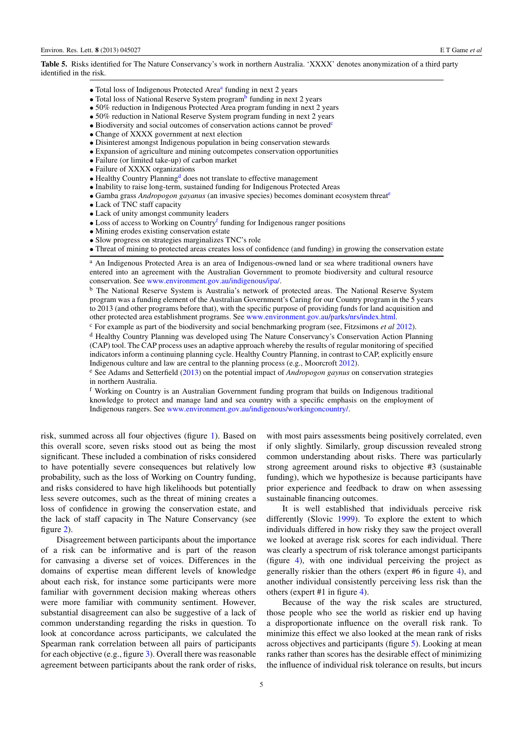**Table 5.** Risks identified for The Nature Conservancy's work in northern Australia. 'XXXX' denotes anonymization of a third party identified in the risk.

- Total loss of Indigenous Protected Area[a] funding in next 2 years
- Total loss of National Reserve System program[b] funding in next 2 years
- 50% reduction in Indigenous Protected Area program funding in next 2 years
- 50% reduction in National Reserve System program funding in next 2 years
- Biodiversity and social outcomes of conservation actions cannot be proved[c]
- Change of XXXX government at next election
- Disinterest amongst Indigenous population in being conservation stewards
- Expansion of agriculture and mining outcompetes conservation opportunities
- Failure (or limited take-up) of carbon market
- Failure of XXXX organizations
- Healthy Country Planning[d] does not translate to effective management
- Inability to raise long-term, sustained funding for Indigenous Protected Areas
- Gamba grass *Andropogon gayanus* (an invasive species) becomes dominant ecosystem threat[e]
- Lack of TNC staff capacity
- Lack of unity amongst community leaders
- Loss of access to Working on Country[f] funding for Indigenous ranger positions
- Mining erodes existing conservation estate
- Slow progress on strategies marginalizes TNC's role
- Threat of mining to protected areas creates loss of confidence (and funding) in growing the conservation estate

[a] An Indigenous Protected Area is an area of Indigenous-owned land or sea where traditional owners have entered into an agreement with the Australian Government to promote biodiversity and cultural resource conservation. See www.environment.gov.au/indigenous/ipa/.

[b] The National Reserve System is Australia's network of protected areas. The National Reserve System program was a funding element of the Australian Government's Caring for our Country program in the 5 years to 2013 (and other programs before that), with the specific purpose of providing funds for land acquisition and other protected area establishment programs. See www.environment.gov.au/parks/nrs/index.html.

[c] For example as part of the biodiversity and social benchmarking program (see, Fitzsimons *et al* 2012).

[d] Healthy Country Planning was developed using The Nature Conservancy's Conservation Action Planning (CAP) tool. The CAP process uses an adaptive approach whereby the results of regular monitoring of specified indicators inform a continuing planning cycle. Healthy Country Planning, in contrast to CAP, explicitly ensure Indigenous culture and law are central to the planning process (e.g., Moorcroft 2012).

[e] See Adams and Setterfield (2013) on the potential impact of *Andropogon gaynus* on conservation strategies in northern Australia.

[f] Working on Country is an Australian Government funding program that builds on Indigenous traditional knowledge to protect and manage land and sea country with a specific emphasis on the employment of Indigenous rangers. See www.environment.gov.au/indigenous/workingoncountry/.

risk, summed across all four objectives (figure 1). Based on this overall score, seven risks stood out as being the most significant. These included a combination of risks considered to have potentially severe consequences but relatively low probability, such as the loss of Working on Country funding, and risks considered to have high likelihoods but potentially less severe outcomes, such as the threat of mining creates a loss of confidence in growing the conservation estate, and the lack of staff capacity in The Nature Conservancy (see figure 2).

Disagreement between participants about the importance of a risk can be informative and is part of the reason for canvasing a diverse set of voices. Differences in the domains of expertise mean different levels of knowledge about each risk, for instance some participants were more familiar with government decision making whereas others were more familiar with community sentiment. However, substantial disagreement can also be suggestive of a lack of common understanding regarding the risks in question. To look at concordance across participants, we calculated the Spearman rank correlation between all pairs of participants for each objective (e.g., figure 3). Overall there was reasonable agreement between participants about the rank order of risks, with most pairs assessments being positively correlated, even if only slightly. Similarly, group discussion revealed strong common understanding about risks. There was particularly strong agreement around risks to objective #3 (sustainable funding), which we hypothesize is because participants have prior experience and feedback to draw on when assessing sustainable financing outcomes.

It is well established that individuals perceive risk differently (Slovic 1999). To explore the extent to which individuals differed in how risky they saw the project overall we looked at average risk scores for each individual. There was clearly a spectrum of risk tolerance amongst participants (figure 4), with one individual perceiving the project as generally riskier than the others (expert #6 in figure 4), and another individual consistently perceiving less risk than the others (expert #1 in figure 4).

Because of the way the risk scales are structured, those people who see the world as riskier end up having a disproportionate influence on the overall risk rank. To minimize this effect we also looked at the mean rank of risks across objectives and participants (figure 5). Looking at mean ranks rather than scores has the desirable effect of minimizing the influence of individual risk tolerance on results, but incurs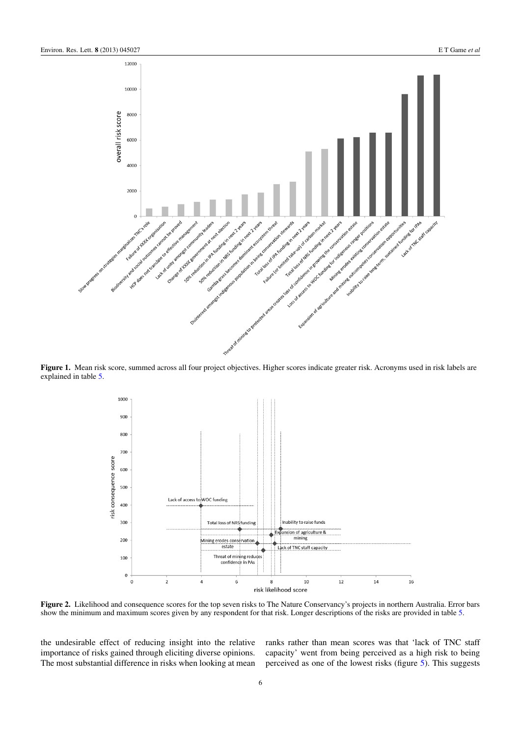12000

10000

8000

6000

4000

2000

0

overall risk score

Slow progress on strategies marginalizes TNC's role

Failure of XXXX organisation

Biodiversity and social outcomes cannot be proved

HCP does not translate to effective management

Lack of unity amongst community leaders

Change of XXXX government at next election

50% reduction in IPA funding in next 2 years

50% reduction in NRS funding in next 2 years

Gamba grass becomes dominant ecosystem threat

Disinterest amongst indigenous population in being conservation stewards

Total loss of IPA funding in next 2 years

Failure (or limited take-up) of carbon market

Threat of mining to protected areas creates loss of confidence in growing the conservation estate

Total loss of NRS funding in next 2 years

Loss of access to WOC funding for indigenous ranger positions

Mining erodes existing conservation estate

Expansion of agriculture and mining outcompetes conservation opportunities

Inability to raise long-term, sustained funding for IPAs

Lack of TNC staff capacity

**Figure 1.** Mean risk score, summed across all four project objectives. Higher scores indicate greater risk. Acronyms used in risk labels are explained in table 5.

1000

900

800

700

600

500

400

300

200

100

0

risk consequence score

0 2 4 6 8 10 12 14 16

risk likelihood score

Lack of access to WOC funding

Total loss of NRS funding

Inability to raise funds

Expansion of agriculture & mining

Mining erodes conservation estate

Lack of TNC staff capacity

Threat of mining reduces confidence in PAs

**Figure 2.** Likelihood and consequence scores for the top seven risks to The Nature Conservancy's projects in northern Australia. Error bars show the minimum and maximum scores given by any respondent for that risk. Longer descriptions of the risks are provided in table 5.

the undesirable effect of reducing insight into the relative importance of risks gained through eliciting diverse opinions. The most substantial difference in risks when looking at mean ranks rather than mean scores was that 'lack of TNC staff capacity' went from being perceived as a high risk to being perceived as one of the lowest risks (figure 5). This suggests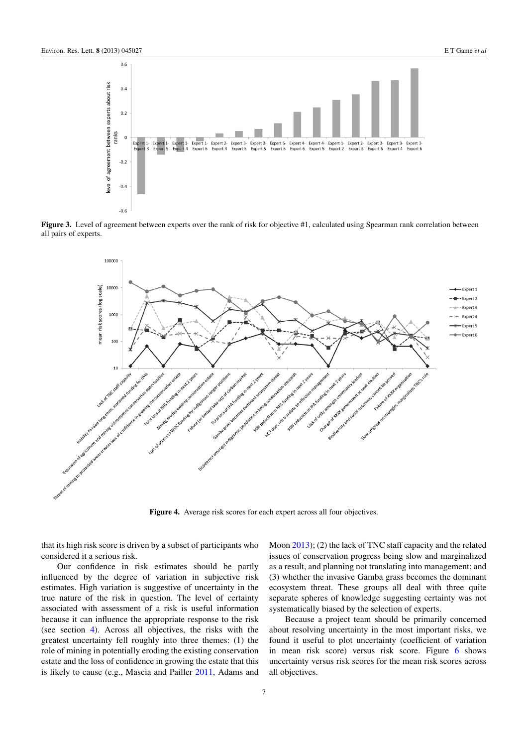0.6

0.4

0.2

0

-0.2

-0.4

-0.6

level of agreement between experts about risk ranks

Expert 1-Expert 3
Expert 1-Expert 5
Expert 1-Expert 4
Expert 1-Expert 6
Expert 2-Expert 4
Expert 3-Expert 5
Expert 2-Expert 5
Expert 5-Expert 6
Expert 4-Expert 6
Expert 4-Expert 5
Expert 1-Expert 2
Expert 2-Expert 3
Expert 2-Expert 6
Expert 3-Expert 4
Expert 3-Expert 6

**Figure 3.** Level of agreement between experts over the rank of risk for objective #1, calculated using Spearman rank correlation between all pairs of experts.

100000

10000

1000

100

10

mean risk scores (log scale)

Expert 1
Expert 2
Expert 3
Expert 4
Expert 5
Expert 6

Lack of TNC staff capacity
Inability to raise long-term, sustained funding for IPAs
Expansion of agriculture and mining outcompetes conservation opportunities
Threat of mining to protected areas creates loss of confidence in growing the conservation estate
Total loss of NRS funding in next 2 years
Mining erodes existing conservation estate
Loss of access to WOC funding for indigenous ranger positions
Failure (or limited take-up) of carbon market
Total loss of IPA funding in next 2 years
Gamba grass becomes dominant ecosystem threat
Disinterest amongst indigenous population in being conservation stewards
50% reduction in NRS funding in next 2 years
HCP does not translate to effective management
50% reduction in IPA funding in next 2 years
Lack of unity amongst community leaders
Change of XXXX government at next election
Biodiversity and social outcomes cannot be proved
Failure of XXXX organisation
Slow progress on strategies marginalizes TNC's role

**Figure 4.** Average risk scores for each expert across all four objectives.

that its high risk score is driven by a subset of participants who considered it a serious risk.

Our confidence in risk estimates should be partly influenced by the degree of variation in subjective risk estimates. High variation is suggestive of uncertainty in the true nature of the risk in question. The level of certainty associated with assessment of a risk is useful information because it can influence the appropriate response to the risk (see section 4). Across all objectives, the risks with the greatest uncertainty fell roughly into three themes: (1) the role of mining in potentially eroding the existing conservation estate and the loss of confidence in growing the estate that this is likely to cause (e.g., Mascia and Pailler 2011, Adams and Moon 2013); (2) the lack of TNC staff capacity and the related issues of conservation progress being slow and marginalized as a result, and planning not translating into management; and (3) whether the invasive Gamba grass becomes the dominant ecosystem threat. These groups all deal with three quite separate spheres of knowledge suggesting certainty was not systematically biased by the selection of experts.

Because a project team should be primarily concerned about resolving uncertainty in the most important risks, we found it useful to plot uncertainty (coefficient of variation in mean risk score) versus risk score. Figure 6 shows uncertainty versus risk scores for the mean risk scores across all objectives.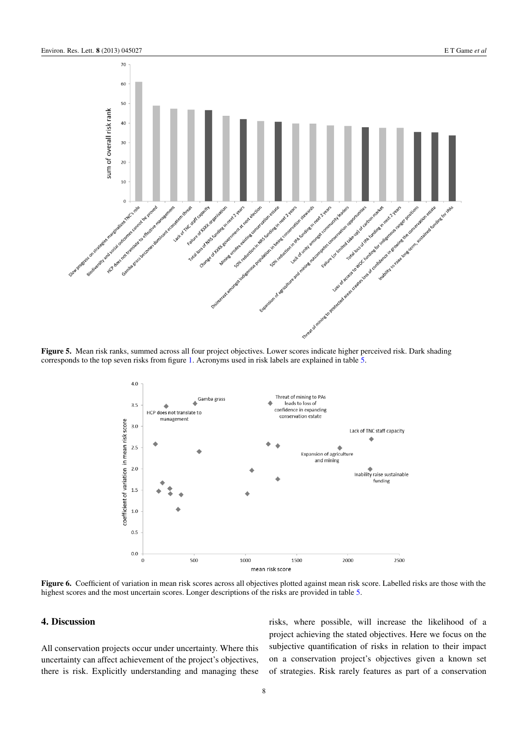sum of overall risk rank

0
10
20
30
40
50
60
70

Slow progress on strategies marginalizes TNC's role
Biodiversity and social outcomes cannot be proved
HCP does not translate to effective management
Gamba grass becomes dominant ecosystem threat
Lack of TNC staff capacity
Failure of XXXX organisation
Total loss of NRS funding in next 2 years
Change of XXXX government at next election
Mining erodes existing conservation estate
Disinterest amongst indigenous population in being conservation stewards
50% reduction in NRS funding in next 2 years
50% reduction in IPA funding in next 2 years
Lack of unity amongst community leaders
Expansion of agriculture and mining outcompetes conservation opportunities
Failure (or limited take-up) of carbon market
Total loss of IPA funding in next 2 years
Loss of access to WOC funding for indigenous ranger positions
Threat of mining to protected areas creates loss of confidence in growing the conservation estate
Inability to raise long-term, sustained funding for IPAs

**Figure 5.** Mean risk ranks, summed across all four project objectives. Lower scores indicate higher perceived risk. Dark shading corresponds to the top seven risks from figure 1. Acronyms used in risk labels are explained in table 5.

coefficient of variation in mean risk score

0.0
0.5
1.0
1.5
2.0
2.5
3.0
3.5
4.0

mean risk score

0
500
1000
1500
2000
2500

Gamba grass
HCP does not translate to management
Threat of mining to PAs leads to loss of confidence in expanding conservation estate
Lack of TNC staff capacity
Expansion of agriculture and mining
Inability raise sustainable funding

**Figure 6.** Coefficient of variation in mean risk scores across all objectives plotted against mean risk score. Labelled risks are those with the highest scores and the most uncertain scores. Longer descriptions of the risks are provided in table 5.

## 4. Discussion

All conservation projects occur under uncertainty. Where this uncertainty can affect achievement of the project's objectives, there is risk. Explicitly understanding and managing these risks, where possible, will increase the likelihood of a project achieving the stated objectives. Here we focus on the subjective quantification of risks in relation to their impact on a conservation project's objectives given a known set of strategies. Risk rarely features as part of a conservation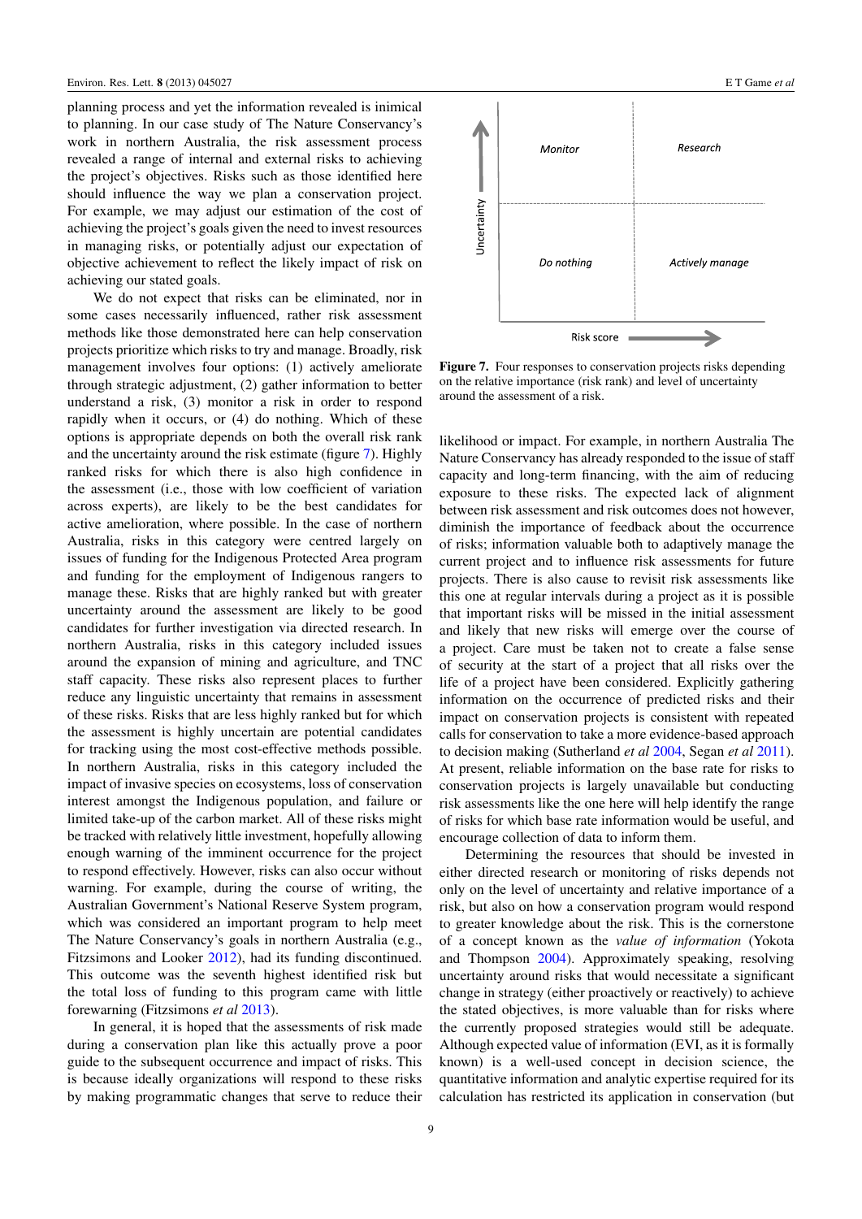planning process and yet the information revealed is inimical to planning. In our case study of The Nature Conservancy's work in northern Australia, the risk assessment process revealed a range of internal and external risks to achieving the project's objectives. Risks such as those identified here should influence the way we plan a conservation project. For example, we may adjust our estimation of the cost of achieving the project's goals given the need to invest resources in managing risks, or potentially adjust our expectation of objective achievement to reflect the likely impact of risk on achieving our stated goals.

We do not expect that risks can be eliminated, nor in some cases necessarily influenced, rather risk assessment methods like those demonstrated here can help conservation projects prioritize which risks to try and manage. Broadly, risk management involves four options: (1) actively ameliorate through strategic adjustment, (2) gather information to better understand a risk, (3) monitor a risk in order to respond rapidly when it occurs, or (4) do nothing. Which of these options is appropriate depends on both the overall risk rank and the uncertainty around the risk estimate (figure 7). Highly ranked risks for which there is also high confidence in the assessment (i.e., those with low coefficient of variation across experts), are likely to be the best candidates for active amelioration, where possible. In the case of northern Australia, risks in this category were centred largely on issues of funding for the Indigenous Protected Area program and funding for the employment of Indigenous rangers to manage these. Risks that are highly ranked but with greater uncertainty around the assessment are likely to be good candidates for further investigation via directed research. In northern Australia, risks in this category included issues around the expansion of mining and agriculture, and TNC staff capacity. These risks also represent places to further reduce any linguistic uncertainty that remains in assessment of these risks. Risks that are less highly ranked but for which the assessment is highly uncertain are potential candidates for tracking using the most cost-effective methods possible. In northern Australia, risks in this category included the impact of invasive species on ecosystems, loss of conservation interest amongst the Indigenous population, and failure or limited take-up of the carbon market. All of these risks might be tracked with relatively little investment, hopefully allowing enough warning of the imminent occurrence for the project to respond effectively. However, risks can also occur without warning. For example, during the course of writing, the Australian Government's National Reserve System program, which was considered an important program to help meet The Nature Conservancy's goals in northern Australia (e.g., Fitzsimons and Looker 2012), had its funding discontinued. This outcome was the seventh highest identified risk but the total loss of funding to this program came with little forewarning (Fitzsimons *et al* 2013).

In general, it is hoped that the assessments of risk made during a conservation plan like this actually prove a poor guide to the subsequent occurrence and impact of risks. This is because ideally organizations will respond to these risks by making programmatic changes that serve to reduce their

Uncertainty

Monitor

Research

Do nothing

Actively manage

Risk score

**Figure 7.** Four responses to conservation projects risks depending on the relative importance (risk rank) and level of uncertainty around the assessment of a risk.

likelihood or impact. For example, in northern Australia The Nature Conservancy has already responded to the issue of staff capacity and long-term financing, with the aim of reducing exposure to these risks. The expected lack of alignment between risk assessment and risk outcomes does not however, diminish the importance of feedback about the occurrence of risks; information valuable both to adaptively manage the current project and to influence risk assessments for future projects. There is also cause to revisit risk assessments like this one at regular intervals during a project as it is possible that important risks will be missed in the initial assessment and likely that new risks will emerge over the course of a project. Care must be taken not to create a false sense of security at the start of a project that all risks over the life of a project have been considered. Explicitly gathering information on the occurrence of predicted risks and their impact on conservation projects is consistent with repeated calls for conservation to take a more evidence-based approach to decision making (Sutherland *et al* 2004, Segan *et al* 2011). At present, reliable information on the base rate for risks to conservation projects is largely unavailable but conducting risk assessments like the one here will help identify the range of risks for which base rate information would be useful, and encourage collection of data to inform them.

Determining the resources that should be invested in either directed research or monitoring of risks depends not only on the level of uncertainty and relative importance of a risk, but also on how a conservation program would respond to greater knowledge about the risk. This is the cornerstone of a concept known as the *value of information* (Yokota and Thompson 2004). Approximately speaking, resolving uncertainty around risks that would necessitate a significant change in strategy (either proactively or reactively) to achieve the stated objectives, is more valuable than for risks where the currently proposed strategies would still be adequate. Although expected value of information (EVI, as it is formally known) is a well-used concept in decision science, the quantitative information and analytic expertise required for its calculation has restricted its application in conservation (but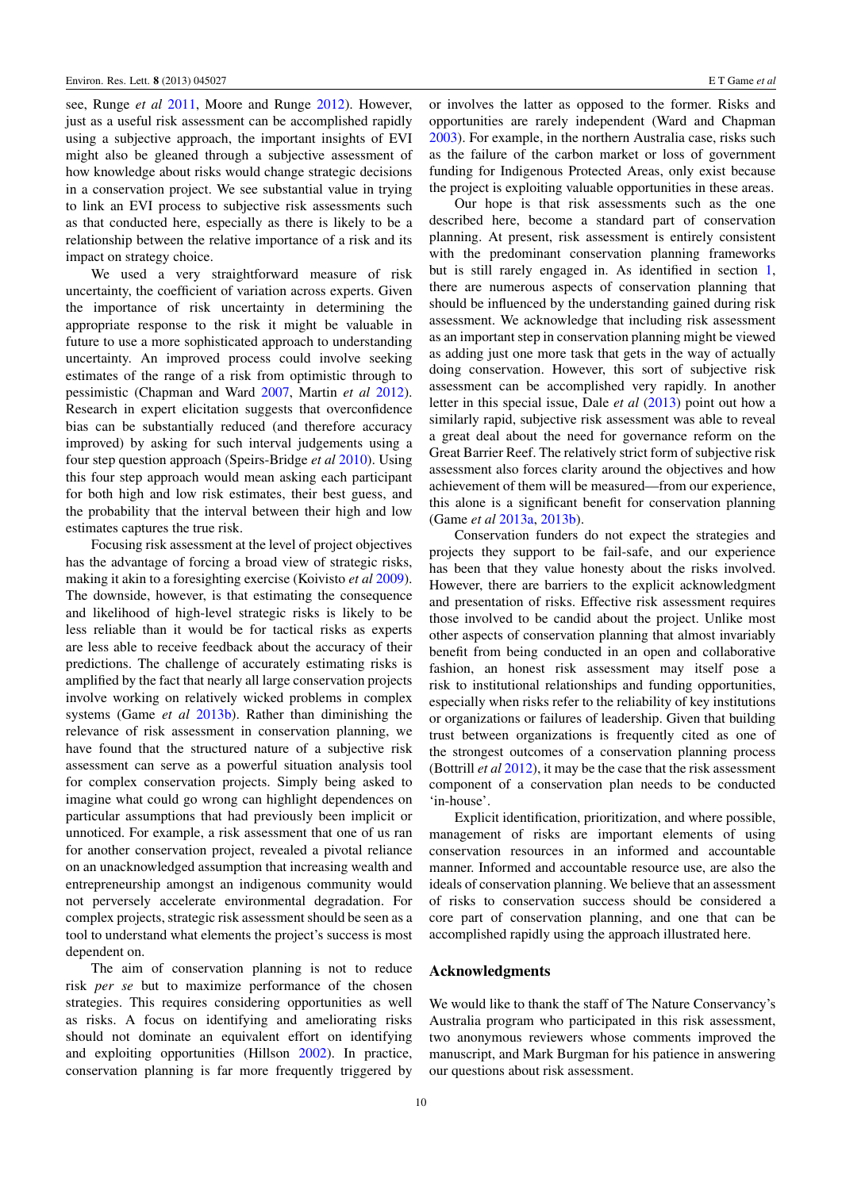see, Runge *et al* 2011, Moore and Runge 2012). However, just as a useful risk assessment can be accomplished rapidly using a subjective approach, the important insights of EVI might also be gleaned through a subjective assessment of how knowledge about risks would change strategic decisions in a conservation project. We see substantial value in trying to link an EVI process to subjective risk assessments such as that conducted here, especially as there is likely to be a relationship between the relative importance of a risk and its impact on strategy choice.

We used a very straightforward measure of risk uncertainty, the coefficient of variation across experts. Given the importance of risk uncertainty in determining the appropriate response to the risk it might be valuable in future to use a more sophisticated approach to understanding uncertainty. An improved process could involve seeking estimates of the range of a risk from optimistic through to pessimistic (Chapman and Ward 2007, Martin *et al* 2012). Research in expert elicitation suggests that overconfidence bias can be substantially reduced (and therefore accuracy improved) by asking for such interval judgements using a four step question approach (Speirs-Bridge *et al* 2010). Using this four step approach would mean asking each participant for both high and low risk estimates, their best guess, and the probability that the interval between their high and low estimates captures the true risk.

Focusing risk assessment at the level of project objectives has the advantage of forcing a broad view of strategic risks, making it akin to a foresighting exercise (Koivisto *et al* 2009). The downside, however, is that estimating the consequence and likelihood of high-level strategic risks is likely to be less reliable than it would be for tactical risks as experts are less able to receive feedback about the accuracy of their predictions. The challenge of accurately estimating risks is amplified by the fact that nearly all large conservation projects involve working on relatively wicked problems in complex systems (Game *et al* 2013b). Rather than diminishing the relevance of risk assessment in conservation planning, we have found that the structured nature of a subjective risk assessment can serve as a powerful situation analysis tool for complex conservation projects. Simply being asked to imagine what could go wrong can highlight dependences on particular assumptions that had previously been implicit or unnoticed. For example, a risk assessment that one of us ran for another conservation project, revealed a pivotal reliance on an unacknowledged assumption that increasing wealth and entrepreneurship amongst an indigenous community would not perversely accelerate environmental degradation. For complex projects, strategic risk assessment should be seen as a tool to understand what elements the project's success is most dependent on.

The aim of conservation planning is not to reduce risk *per se* but to maximize performance of the chosen strategies. This requires considering opportunities as well as risks. A focus on identifying and ameliorating risks should not dominate an equivalent effort on identifying and exploiting opportunities (Hillson 2002). In practice, conservation planning is far more frequently triggered by or involves the latter as opposed to the former. Risks and opportunities are rarely independent (Ward and Chapman 2003). For example, in the northern Australia case, risks such as the failure of the carbon market or loss of government funding for Indigenous Protected Areas, only exist because the project is exploiting valuable opportunities in these areas.

Our hope is that risk assessments such as the one described here, become a standard part of conservation planning. At present, risk assessment is entirely consistent with the predominant conservation planning frameworks but is still rarely engaged in. As identified in section 1, there are numerous aspects of conservation planning that should be influenced by the understanding gained during risk assessment. We acknowledge that including risk assessment as an important step in conservation planning might be viewed as adding just one more task that gets in the way of actually doing conservation. However, this sort of subjective risk assessment can be accomplished very rapidly. In another letter in this special issue, Dale *et al* (2013) point out how a similarly rapid, subjective risk assessment was able to reveal a great deal about the need for governance reform on the Great Barrier Reef. The relatively strict form of subjective risk assessment also forces clarity around the objectives and how achievement of them will be measured—from our experience, this alone is a significant benefit for conservation planning (Game *et al* 2013a, 2013b).

Conservation funders do not expect the strategies and projects they support to be fail-safe, and our experience has been that they value honesty about the risks involved. However, there are barriers to the explicit acknowledgment and presentation of risks. Effective risk assessment requires those involved to be candid about the project. Unlike most other aspects of conservation planning that almost invariably benefit from being conducted in an open and collaborative fashion, an honest risk assessment may itself pose a risk to institutional relationships and funding opportunities, especially when risks refer to the reliability of key institutions or organizations or failures of leadership. Given that building trust between organizations is frequently cited as one of the strongest outcomes of a conservation planning process (Bottrill *et al* 2012), it may be the case that the risk assessment component of a conservation plan needs to be conducted 'in-house'.

Explicit identification, prioritization, and where possible, management of risks are important elements of using conservation resources in an informed and accountable manner. Informed and accountable resource use, are also the ideals of conservation planning. We believe that an assessment of risks to conservation success should be considered a core part of conservation planning, and one that can be accomplished rapidly using the approach illustrated here.

## Acknowledgments

We would like to thank the staff of The Nature Conservancy's Australia program who participated in this risk assessment, two anonymous reviewers whose comments improved the manuscript, and Mark Burgman for his patience in answering our questions about risk assessment.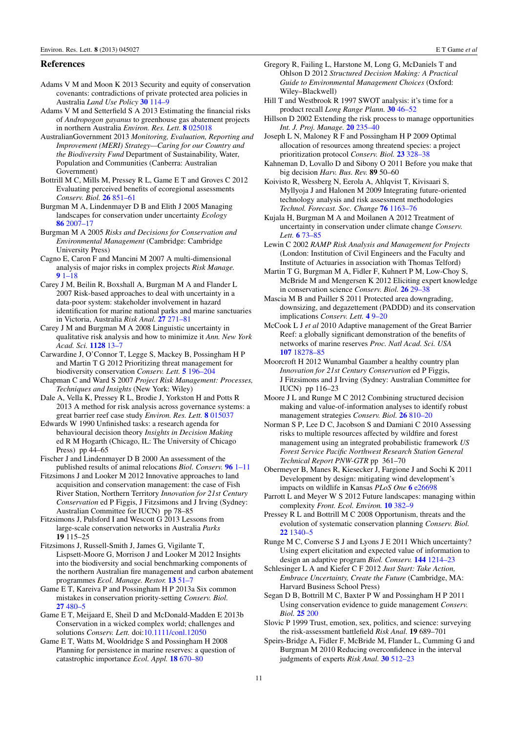## References

Adams V M and Moon K 2013 Security and equity of conservation covenants: contradictions of private protected area policies in Australia *Land Use Policy* **30** 114–9

Adams V M and Setterfield S A 2013 Estimating the financial risks of *Andropogon gayanus* to greenhouse gas abatement projects in northern Australia *Environ. Res. Lett.* **8** 025018

AustralianGovernment 2013 *Monitoring, Evaluation, Reporting and Improvement (MERI) Strategy—Caring for our Country and the Biodiversity Fund* Department of Sustainability, Water, Population and Communities (Canberra: Australian Government)

Bottrill M C, Mills M, Pressey R L, Game E T and Groves C 2012 Evaluating perceived benefits of ecoregional assessments *Conserv. Biol.* **26** 851–61

Burgman M A, Lindenmayer D B and Elith J 2005 Managing landscapes for conservation under uncertainty *Ecology* **86** 2007–17

Burgman M A 2005 *Risks and Decisions for Conservation and Environmental Management* (Cambridge: Cambridge University Press)

Cagno E, Caron F and Mancini M 2007 A multi-dimensional analysis of major risks in complex projects *Risk Manage.* **9** 1–18

Carey J M, Beilin R, Boxshall A, Burgman M A and Flander L 2007 Risk-based approaches to deal with uncertainty in a data-poor system: stakeholder involvement in hazard identification for marine national parks and marine sanctuaries in Victoria, Australia *Risk Anal.* **27** 271–81

Carey J M and Burgman M A 2008 Linguistic uncertainty in qualitative risk analysis and how to minimize it *Ann. New York Acad. Sci.* **1128** 13–7

Carwardine J, O'Connor T, Legge S, Mackey B, Possingham H P and Martin T G 2012 Prioritizing threat management for biodiversity conservation *Conserv. Lett.* **5** 196–204

Chapman C and Ward S 2007 *Project Risk Management: Processes, Techniques and Insights* (New York: Wiley)

Dale A, Vella K, Pressey R L, Brodie J, Yorkston H and Potts R 2013 A method for risk analysis across governance systems: a great barrier reef case study *Environ. Res. Lett.* **8** 015037

Edwards W 1990 Unfinished tasks: a research agenda for behavioural decision theory *Insights in Decision Making* ed R M Hogarth (Chicago, IL: The University of Chicago Press) pp 44–65

Fischer J and Lindenmayer D B 2000 An assessment of the published results of animal relocations *Biol. Conserv.* **96** 1–11

Fitzsimons J and Looker M 2012 Innovative approaches to land acquisition and conservation management: the case of Fish River Station, Northern Territory *Innovation for 21st Century Conservation* ed P Figgis, J Fitzsimons and J Irving (Sydney: Australian Committee for IUCN) pp 78–85

Fitzsimons J, Pulsford I and Wescott G 2013 Lessons from large-scale conservation networks in Australia *Parks* **19** 115–25

Fitzsimons J, Russell-Smith J, James G, Vigilante T, Lipsett-Moore G, Morrison J and Looker M 2012 Insights into the biodiversity and social benchmarking components of the northern Australian fire management and carbon abatement programmes *Ecol. Manage. Restor.* **13** 51–7

Game E T, Kareiva P and Possingham H P 2013a Six common mistakes in conservation priority-setting *Conserv. Biol.* **27** 480–5

Game E T, Meijaard E, Sheil D and McDonald-Madden E 2013b Conservation in a wicked complex world; challenges and solutions *Conserv. Lett.* doi:10.1111/conl.12050

Game E T, Watts M, Wooldridge S and Possingham H 2008 Planning for persistence in marine reserves: a question of catastrophic importance *Ecol. Appl.* **18** 670–80

Gregory R, Failing L, Harstone M, Long G, McDaniels T and Ohlson D 2012 *Structured Decision Making: A Practical Guide to Environmental Management Choices* (Oxford: Wiley–Blackwell)

Hill T and Westbrook R 1997 SWOT analysis: it's time for a product recall *Long Range Plann.* **30** 46–52

Hillson D 2002 Extending the risk process to manage opportunities *Int. J. Proj. Manage.* **20** 235–40

Joseph L N, Maloney R F and Possingham H P 2009 Optimal allocation of resources among threatend species: a project prioritization protocol *Conserv. Biol.* **23** 328–38

Kahneman D, Lovallo D and Sibony O 2011 Before you make that big decision *Harv. Bus. Rev.* **89** 50–60

Koivisto R, Wessberg N, Eerola A, Ahlqvist T, Kivisaari S, Myllyoja J and Halonen M 2009 Integrating future-oriented technology analysis and risk assessment methodologies *Technol. Forecast. Soc. Change* **76** 1163–76

Kujala H, Burgman M A and Moilanen A 2012 Treatment of uncertainty in conservation under climate change *Conserv. Lett.* **6** 73–85

Lewin C 2002 *RAMP Risk Analysis and Management for Projects* (London: Institution of Civil Engineers and the Faculty and Institute of Actuaries in association with Thomas Telford)

Martin T G, Burgman M A, Fidler F, Kuhnert P M, Low-Choy S, McBride M and Mengersen K 2012 Eliciting expert knowledge in conservation science *Conserv. Biol.* **26** 29–38

Mascia M B and Pailler S 2011 Protected area downgrading, downsizing, and degazettement (PADDD) and its conservation implications *Conserv. Lett.* **4** 9–20

McCook L J *et al* 2010 Adaptive management of the Great Barrier Reef: a globally significant demonstration of the benefits of networks of marine reserves *Proc. Natl Acad. Sci. USA* **107** 18278–85

Moorcroft H 2012 Wunambal Gaamber a healthy country plan *Innovation for 21st Century Conservation* ed P Figgis, J Fitzsimons and J Irving (Sydney: Australian Committee for IUCN) pp 116–23

Moore J L and Runge M C 2012 Combining structured decision making and value-of-information analyses to identify robust management strategies *Conserv. Biol.* **26** 810–20

Norman S P, Lee D C, Jacobson S and Damiani C 2010 Assessing risks to multiple resources affected by wildfire and forest management using an integrated probabilistic framework *US Forest Service Pacific Northwest Research Station General Technical Report PNW-GTR* pp 361–70

Obermeyer B, Manes R, Kiesecker J, Fargione J and Sochi K 2011 Development by design: mitigating wind development's impacts on wildlife in Kansas *PLoS One* **6** e26698

Parrott L and Meyer W S 2012 Future landscapes: managing within complexity *Front. Ecol. Environ.* **10** 382–9

Pressey R L and Bottrill M C 2008 Opportunism, threats and the evolution of systematic conservation planning *Conserv. Biol.* **22** 1340–5

Runge M C, Converse S J and Lyons J E 2011 Which uncertainty? Using expert elicitation and expected value of information to design an adaptive program *Biol. Conserv.* **144** 1214–23

Schlesinger L A and Kiefer C F 2012 *Just Start: Take Action, Embrace Uncertainty, Create the Future* (Cambridge, MA: Harvard Business School Press)

Segan D B, Bottrill M C, Baxter P W and Possingham H P 2011 Using conservation evidence to guide management *Conserv. Biol.* **25** 200

Slovic P 1999 Trust, emotion, sex, politics, and science: surveying the risk-assessment battlefield *Risk Anal.* **19** 689–701

Speirs-Bridge A, Fidler F, McBride M, Flander L, Cumming G and Burgman M 2010 Reducing overconfidence in the interval judgments of experts *Risk Anal.* **30** 512–23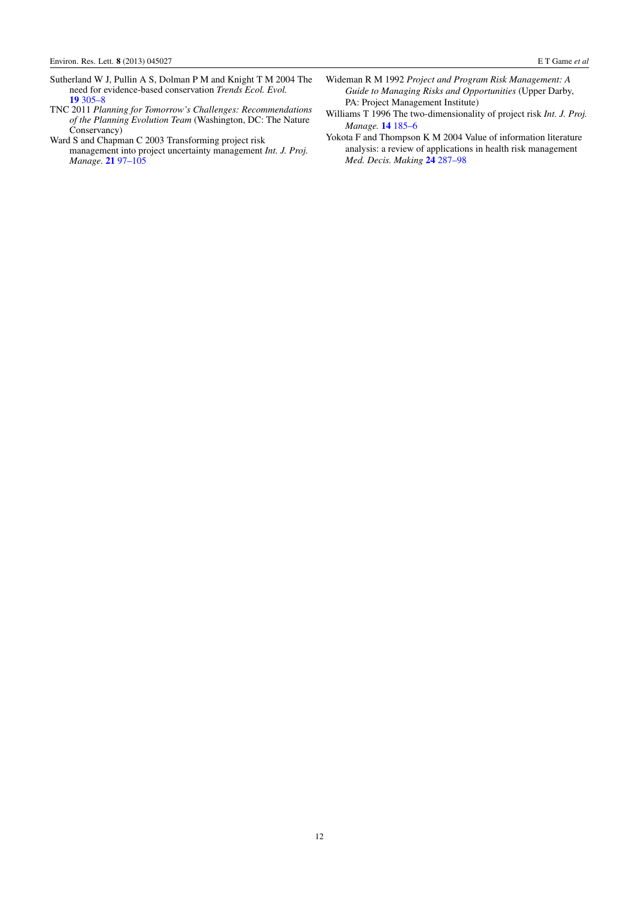Sutherland W J, Pullin A S, Dolman P M and Knight T M 2004 The need for evidence-based conservation *Trends Ecol. Evol.* **19** 305–8

TNC 2011 *Planning for Tomorrow's Challenges: Recommendations of the Planning Evolution Team* (Washington, DC: The Nature Conservancy)

Ward S and Chapman C 2003 Transforming project risk management into project uncertainty management *Int. J. Proj. Manage.* **21** 97–105

Wideman R M 1992 *Project and Program Risk Management: A Guide to Managing Risks and Opportunities* (Upper Darby, PA: Project Management Institute)

Williams T 1996 The two-dimensionality of project risk *Int. J. Proj. Manage.* **14** 185–6

Yokota F and Thompson K M 2004 Value of information literature analysis: a review of applications in health risk management *Med. Decis. Making* **24** 287–98